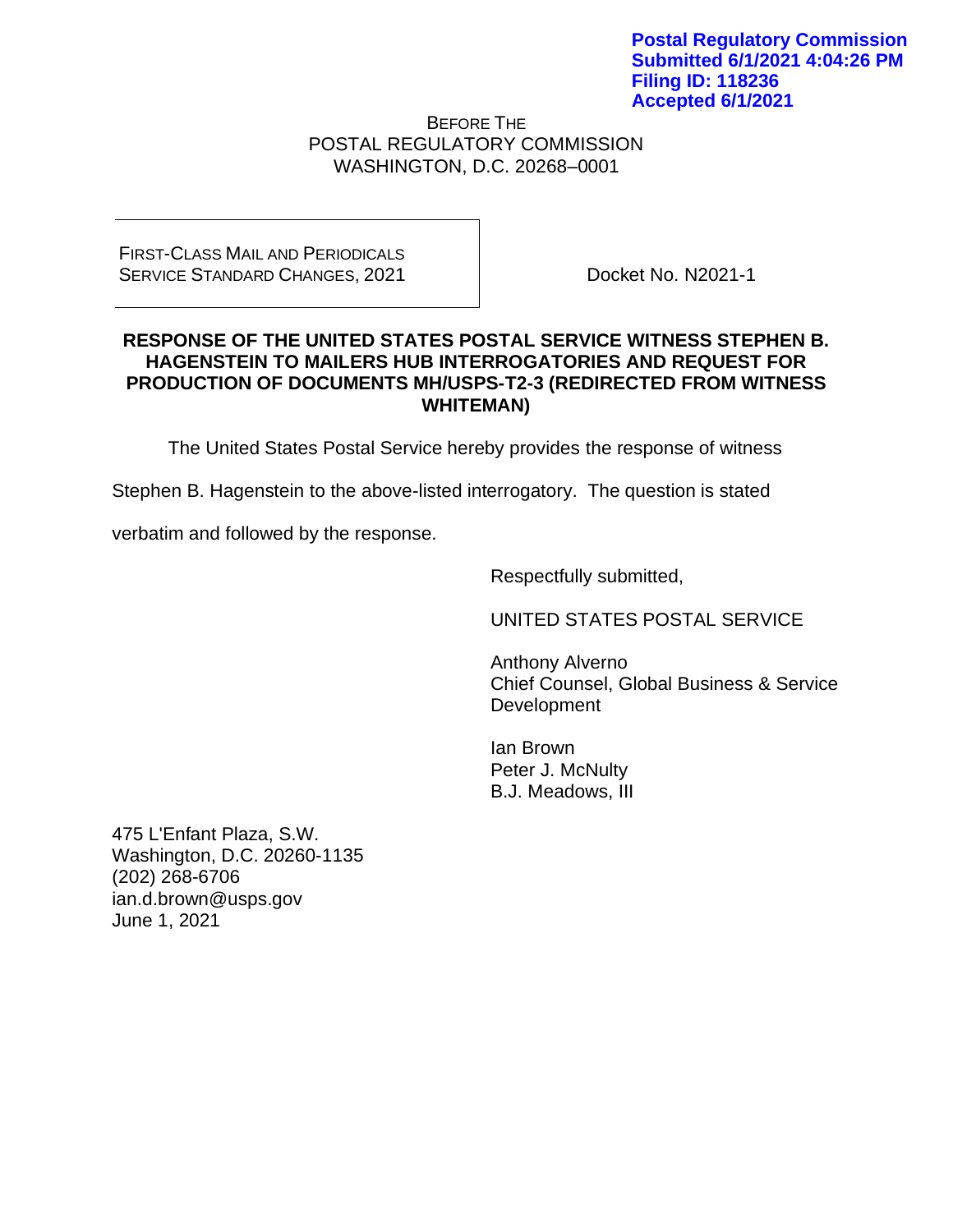**Postal Regulatory Commission**
**Submitted 6/1/2021 4:04:26 PM**
**Filing ID: 118236**
**Accepted 6/1/2021**

BEFORE THE
POSTAL REGULATORY COMMISSION
WASHINGTON, D.C. 20268–0001

| FIRST-CLASS MAIL AND PERIODICALS SERVICE STANDARD CHANGES, 2021 | Docket No. N2021-1 |
|---|---|

**RESPONSE OF THE UNITED STATES POSTAL SERVICE WITNESS STEPHEN B. HAGENSTEIN TO MAILERS HUB INTERROGATORIES AND REQUEST FOR PRODUCTION OF DOCUMENTS MH/USPS-T2-3 (REDIRECTED FROM WITNESS WHITEMAN)**

The United States Postal Service hereby provides the response of witness Stephen B. Hagenstein to the above-listed interrogatory. The question is stated verbatim and followed by the response.

Respectfully submitted,

UNITED STATES POSTAL SERVICE

Anthony Alverno
Chief Counsel, Global Business & Service Development

Ian Brown
Peter J. McNulty
B.J. Meadows, III

475 L'Enfant Plaza, S.W.
Washington, D.C. 20260-1135
(202) 268-6706
ian.d.brown@usps.gov
June 1, 2021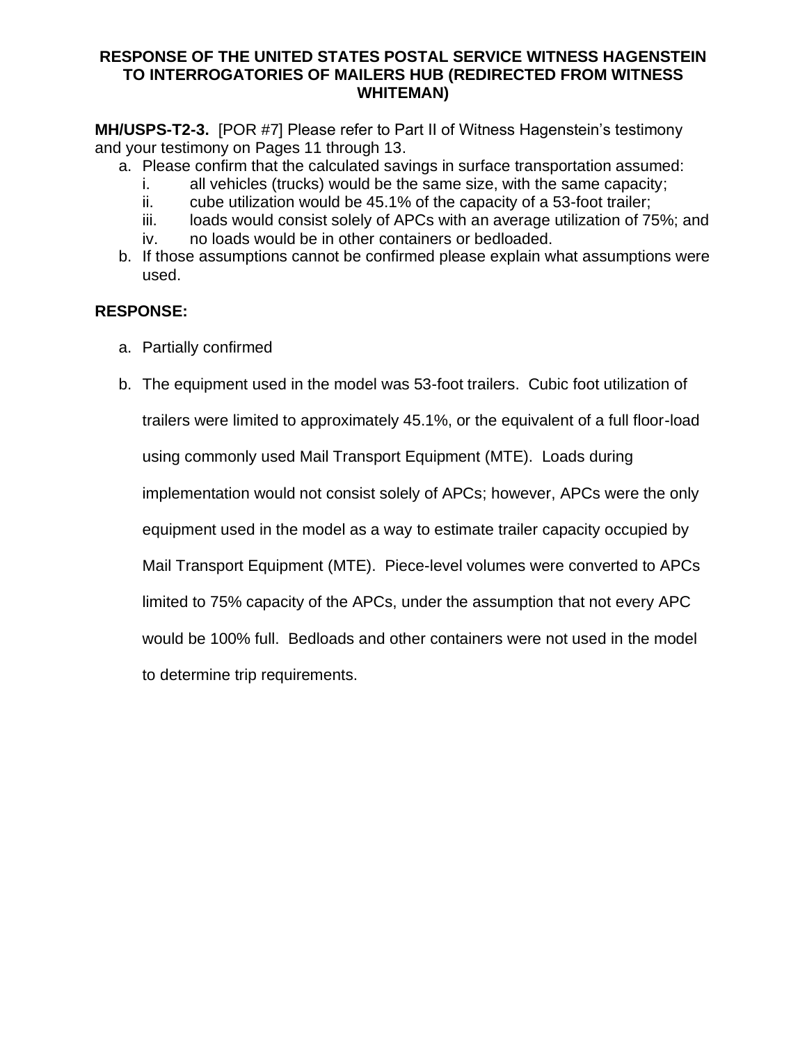**RESPONSE OF THE UNITED STATES POSTAL SERVICE WITNESS HAGENSTEIN TO INTERROGATORIES OF MAILERS HUB (REDIRECTED FROM WITNESS WHITEMAN)**

**MH/USPS-T2-3.** [POR #7] Please refer to Part II of Witness Hagenstein's testimony and your testimony on Pages 11 through 13.

a. Please confirm that the calculated savings in surface transportation assumed:
   i. all vehicles (trucks) would be the same size, with the same capacity;
   ii. cube utilization would be 45.1% of the capacity of a 53-foot trailer;
   iii. loads would consist solely of APCs with an average utilization of 75%; and
   iv. no loads would be in other containers or bedloaded.
b. If those assumptions cannot be confirmed please explain what assumptions were used.

**RESPONSE:**

a. Partially confirmed

b. The equipment used in the model was 53-foot trailers. Cubic foot utilization of trailers were limited to approximately 45.1%, or the equivalent of a full floor-load using commonly used Mail Transport Equipment (MTE). Loads during implementation would not consist solely of APCs; however, APCs were the only equipment used in the model as a way to estimate trailer capacity occupied by Mail Transport Equipment (MTE). Piece-level volumes were converted to APCs limited to 75% capacity of the APCs, under the assumption that not every APC would be 100% full. Bedloads and other containers were not used in the model to determine trip requirements.